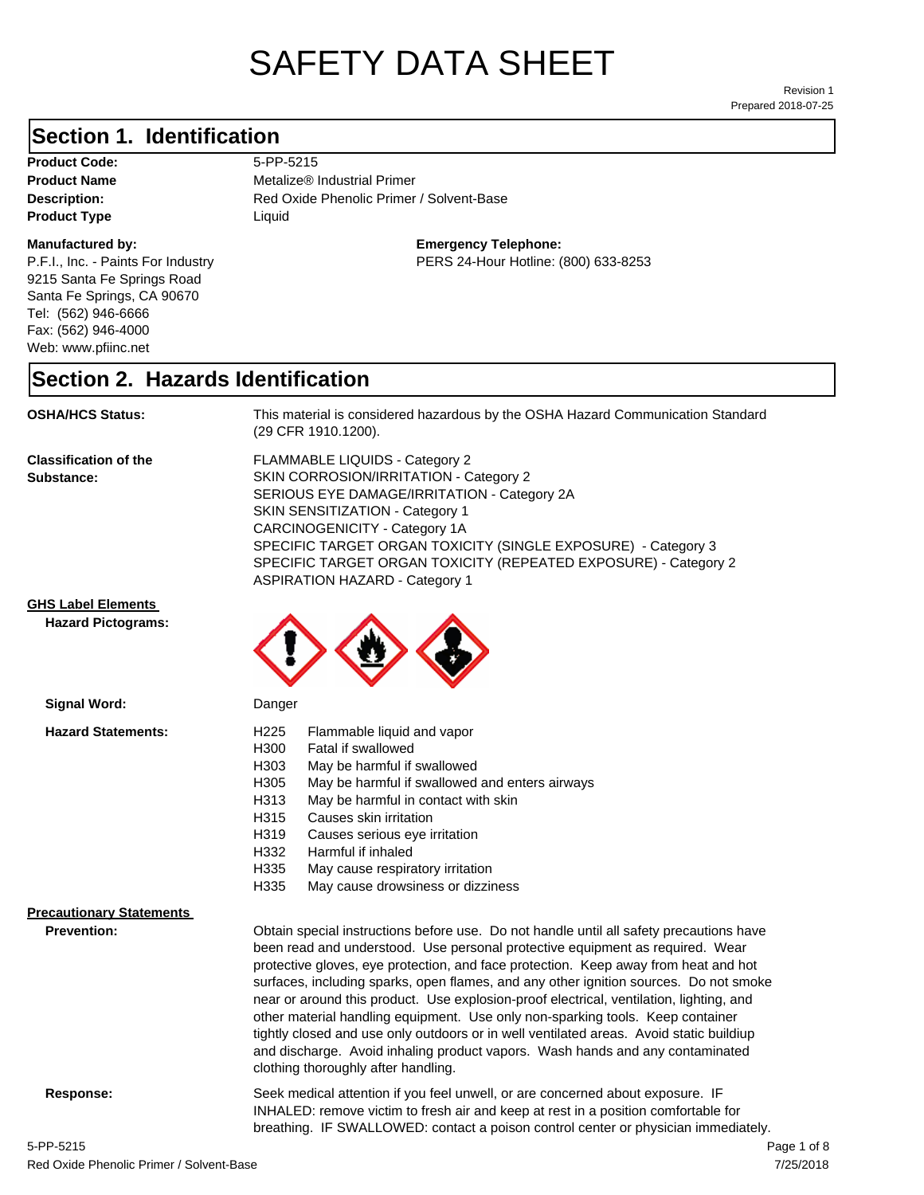# SAFETY DATA SHEET

Revision 1
Prepared 2018-07-25

## Section 1. Identification

**Product Code:** 5-PP-5215
**Product Name** Metalize® Industrial Primer
**Description:** Red Oxide Phenolic Primer / Solvent-Base
**Product Type** Liquid

**Manufactured by:**
P.F.I., Inc. - Paints For Industry
9215 Santa Fe Springs Road
Santa Fe Springs, CA 90670
Tel: (562) 946-6666
Fax: (562) 946-4000
Web: www.pfiinc.net

**Emergency Telephone:**
PERS 24-Hour Hotline: (800) 633-8253

## Section 2. Hazards Identification

**OSHA/HCS Status:** This material is considered hazardous by the OSHA Hazard Communication Standard (29 CFR 1910.1200).

**Classification of the Substance:**
FLAMMABLE LIQUIDS - Category 2
SKIN CORROSION/IRRITATION - Category 2
SERIOUS EYE DAMAGE/IRRITATION - Category 2A
SKIN SENSITIZATION - Category 1
CARCINOGENICITY - Category 1A
SPECIFIC TARGET ORGAN TOXICITY (SINGLE EXPOSURE) - Category 3
SPECIFIC TARGET ORGAN TOXICITY (REPEATED EXPOSURE) - Category 2
ASPIRATION HAZARD - Category 1

**GHS Label Elements**

**Hazard Pictograms:**

**Signal Word:** Danger

**Hazard Statements:**

| | |
|---|---|
| H225 | Flammable liquid and vapor |
| H300 | Fatal if swallowed |
| H303 | May be harmful if swallowed |
| H305 | May be harmful if swallowed and enters airways |
| H313 | May be harmful in contact with skin |
| H315 | Causes skin irritation |
| H319 | Causes serious eye irritation |
| H332 | Harmful if inhaled |
| H335 | May cause respiratory irritation |
| H335 | May cause drowsiness or dizziness |

**Precautionary Statements**

**Prevention:** Obtain special instructions before use. Do not handle until all safety precautions have been read and understood. Use personal protective equipment as required. Wear protective gloves, eye protection, and face protection. Keep away from heat and hot surfaces, including sparks, open flames, and any other ignition sources. Do not smoke near or around this product. Use explosion-proof electrical, ventilation, lighting, and other material handling equipment. Use only non-sparking tools. Keep container tightly closed and use only outdoors or in well ventilated areas. Avoid static buildiup and discharge. Avoid inhaling product vapors. Wash hands and any contaminated clothing thoroughly after handling.

**Response:** Seek medical attention if you feel unwell, or are concerned about exposure. IF INHALED: remove victim to fresh air and keep at rest in a position comfortable for breathing. IF SWALLOWED: contact a poison control center or physician immediately.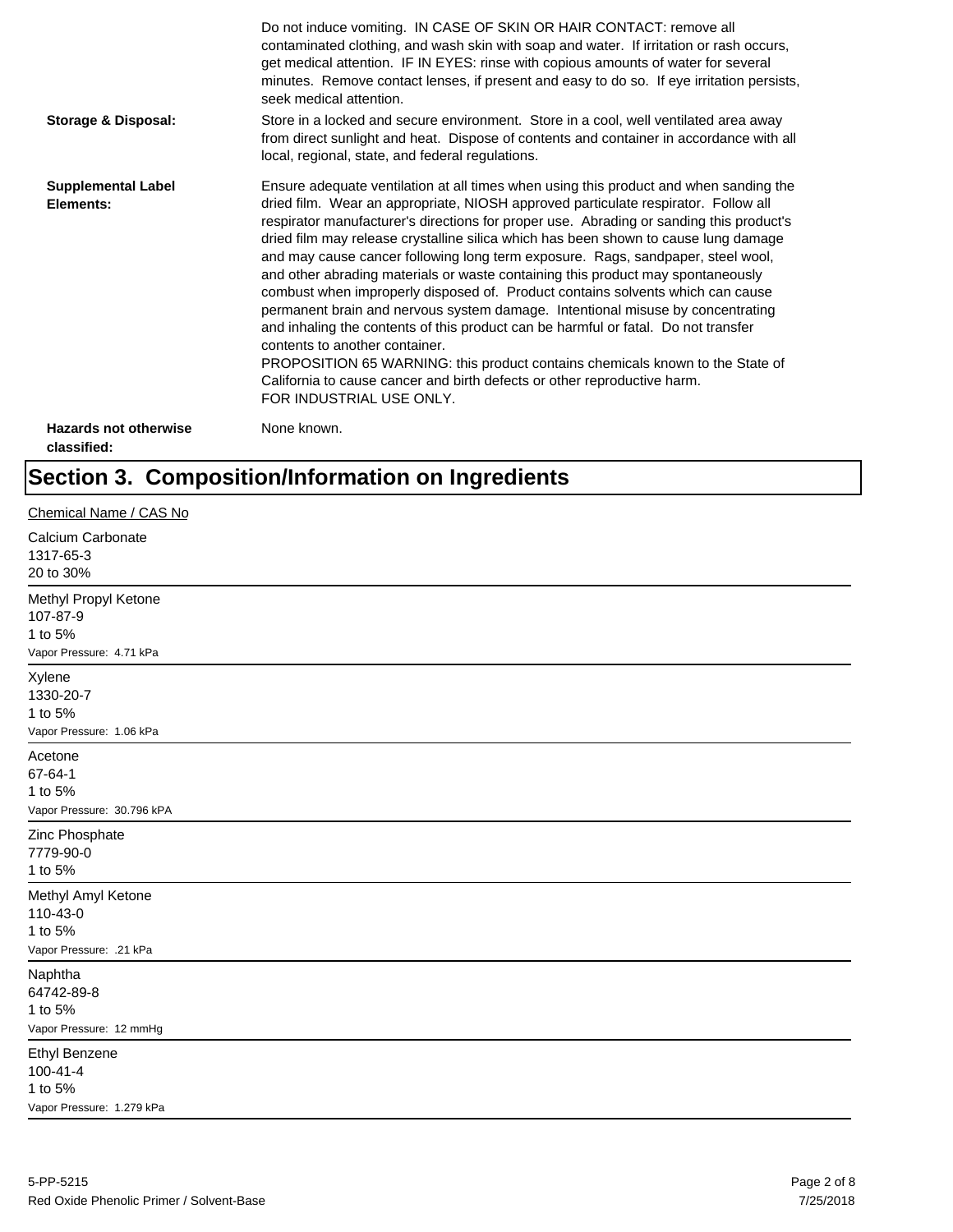Do not induce vomiting. IN CASE OF SKIN OR HAIR CONTACT: remove all contaminated clothing, and wash skin with soap and water. If irritation or rash occurs, get medical attention. IF IN EYES: rinse with copious amounts of water for several minutes. Remove contact lenses, if present and easy to do so. If eye irritation persists, seek medical attention.

**Storage & Disposal:** Store in a locked and secure environment. Store in a cool, well ventilated area away from direct sunlight and heat. Dispose of contents and container in accordance with all local, regional, state, and federal regulations.

**Supplemental Label Elements:** Ensure adequate ventilation at all times when using this product and when sanding the dried film. Wear an appropriate, NIOSH approved particulate respirator. Follow all respirator manufacturer's directions for proper use. Abrading or sanding this product's dried film may release crystalline silica which has been shown to cause lung damage and may cause cancer following long term exposure. Rags, sandpaper, steel wool, and other abrading materials or waste containing this product may spontaneously combust when improperly disposed of. Product contains solvents which can cause permanent brain and nervous system damage. Intentional misuse by concentrating and inhaling the contents of this product can be harmful or fatal. Do not transfer contents to another container.
PROPOSITION 65 WARNING: this product contains chemicals known to the State of California to cause cancer and birth defects or other reproductive harm.
FOR INDUSTRIAL USE ONLY.

**Hazards not otherwise classified:** None known.

# Section 3. Composition/Information on Ingredients

Chemical Name / CAS No

Calcium Carbonate
1317-65-3
20 to 30%

---

Methyl Propyl Ketone
107-87-9
1 to 5%
Vapor Pressure: 4.71 kPa

---

Xylene
1330-20-7
1 to 5%
Vapor Pressure: 1.06 kPa

---

Acetone
67-64-1
1 to 5%
Vapor Pressure: 30.796 kPA

---

Zinc Phosphate
7779-90-0
1 to 5%

---

Methyl Amyl Ketone
110-43-0
1 to 5%
Vapor Pressure: .21 kPa

---

Naphtha
64742-89-8
1 to 5%
Vapor Pressure: 12 mmHg

---

Ethyl Benzene
100-41-4
1 to 5%
Vapor Pressure: 1.279 kPa

---

5-PP-5215
Red Oxide Phenolic Primer / Solvent-Base
7/25/2018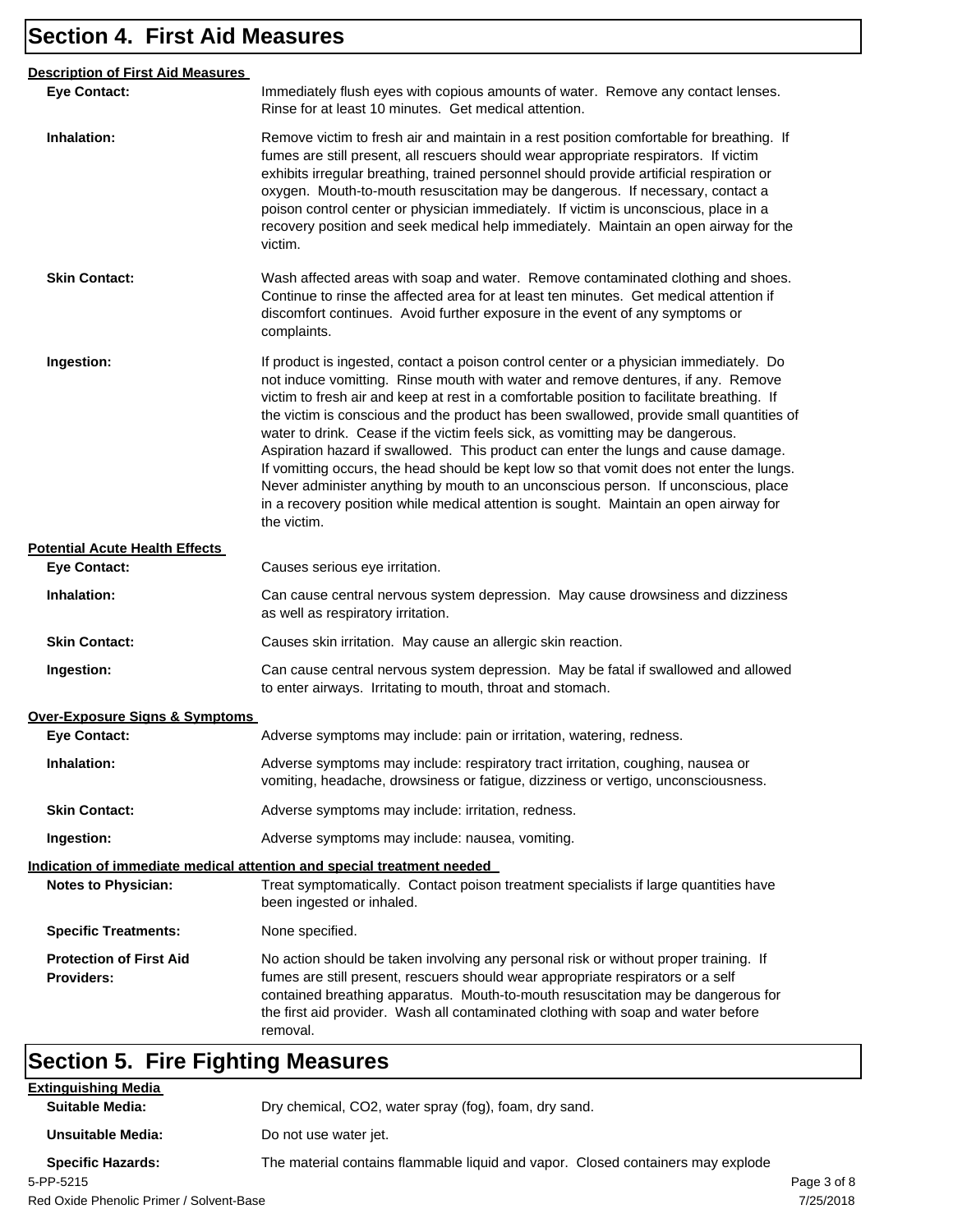## Section 4. First Aid Measures

**Description of First Aid Measures**

**Eye Contact:** Immediately flush eyes with copious amounts of water. Remove any contact lenses. Rinse for at least 10 minutes. Get medical attention.

**Inhalation:** Remove victim to fresh air and maintain in a rest position comfortable for breathing. If fumes are still present, all rescuers should wear appropriate respirators. If victim exhibits irregular breathing, trained personnel should provide artificial respiration or oxygen. Mouth-to-mouth resuscitation may be dangerous. If necessary, contact a poison control center or physician immediately. If victim is unconscious, place in a recovery position and seek medical help immediately. Maintain an open airway for the victim.

**Skin Contact:** Wash affected areas with soap and water. Remove contaminated clothing and shoes. Continue to rinse the affected area for at least ten minutes. Get medical attention if discomfort continues. Avoid further exposure in the event of any symptoms or complaints.

**Ingestion:** If product is ingested, contact a poison control center or a physician immediately. Do not induce vomitting. Rinse mouth with water and remove dentures, if any. Remove victim to fresh air and keep at rest in a comfortable position to facilitate breathing. If the victim is conscious and the product has been swallowed, provide small quantities of water to drink. Cease if the victim feels sick, as vomitting may be dangerous. Aspiration hazard if swallowed. This product can enter the lungs and cause damage. If vomitting occurs, the head should be kept low so that vomit does not enter the lungs. Never administer anything by mouth to an unconscious person. If unconscious, place in a recovery position while medical attention is sought. Maintain an open airway for the victim.

**Potential Acute Health Effects**

**Eye Contact:** Causes serious eye irritation.

**Inhalation:** Can cause central nervous system depression. May cause drowsiness and dizziness as well as respiratory irritation.

**Skin Contact:** Causes skin irritation. May cause an allergic skin reaction.

**Ingestion:** Can cause central nervous system depression. May be fatal if swallowed and allowed to enter airways. Irritating to mouth, throat and stomach.

**Over-Exposure Signs & Symptoms**

**Eye Contact:** Adverse symptoms may include: pain or irritation, watering, redness.

**Inhalation:** Adverse symptoms may include: respiratory tract irritation, coughing, nausea or vomiting, headache, drowsiness or fatigue, dizziness or vertigo, unconsciousness.

**Skin Contact:** Adverse symptoms may include: irritation, redness.

**Ingestion:** Adverse symptoms may include: nausea, vomiting.

**Indication of immediate medical attention and special treatment needed**

**Notes to Physician:** Treat symptomatically. Contact poison treatment specialists if large quantities have been ingested or inhaled.

**Specific Treatments:** None specified.

**Protection of First Aid Providers:** No action should be taken involving any personal risk or without proper training. If fumes are still present, rescuers should wear appropriate respirators or a self contained breathing apparatus. Mouth-to-mouth resuscitation may be dangerous for the first aid provider. Wash all contaminated clothing with soap and water before removal.

## Section 5. Fire Fighting Measures

**Extinguishing Media**

**Suitable Media:** Dry chemical, $CO_2$, water spray (fog), foam, dry sand.

**Unsuitable Media:** Do not use water jet.

**Specific Hazards:** The material contains flammable liquid and vapor. Closed containers may explode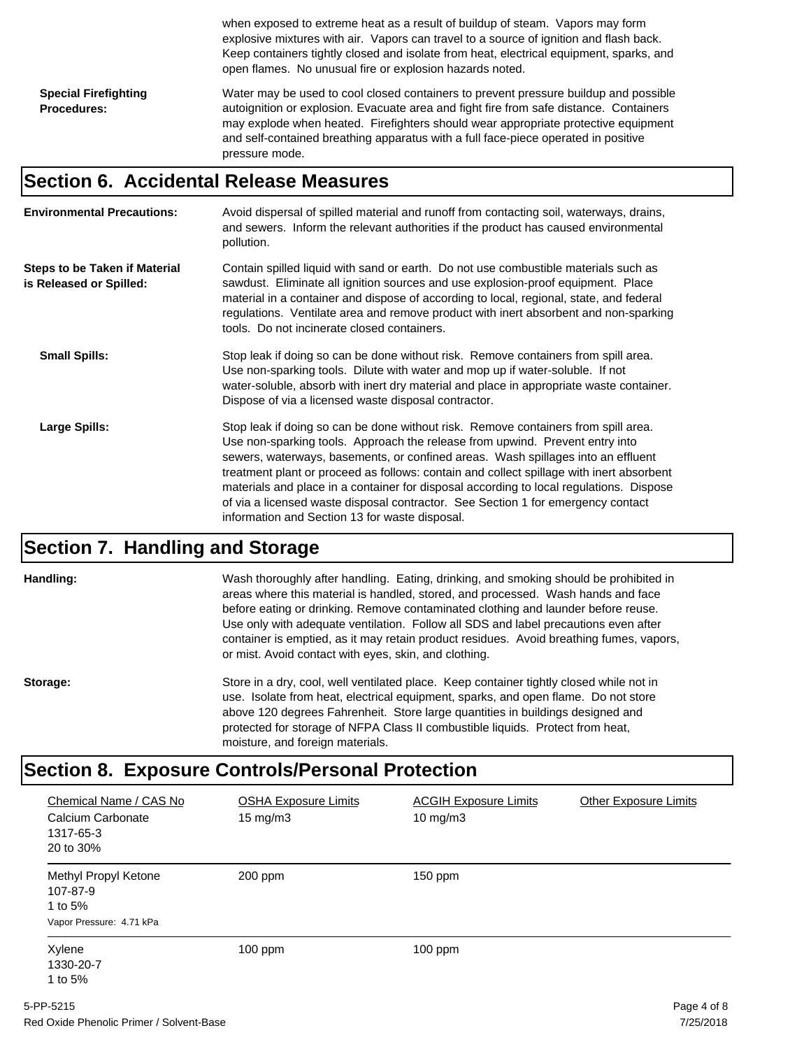when exposed to extreme heat as a result of buildup of steam. Vapors may form explosive mixtures with air. Vapors can travel to a source of ignition and flash back. Keep containers tightly closed and isolate from heat, electrical equipment, sparks, and open flames. No unusual fire or explosion hazards noted.

**Special Firefighting Procedures:** Water may be used to cool closed containers to prevent pressure buildup and possible autoignition or explosion. Evacuate area and fight fire from safe distance. Containers may explode when heated. Firefighters should wear appropriate protective equipment and self-contained breathing apparatus with a full face-piece operated in positive pressure mode.

## Section 6. Accidental Release Measures

**Environmental Precautions:** Avoid dispersal of spilled material and runoff from contacting soil, waterways, drains, and sewers. Inform the relevant authorities if the product has caused environmental pollution.

**Steps to be Taken if Material is Released or Spilled:** Contain spilled liquid with sand or earth. Do not use combustible materials such as sawdust. Eliminate all ignition sources and use explosion-proof equipment. Place material in a container and dispose of according to local, regional, state, and federal regulations. Ventilate area and remove product with inert absorbent and non-sparking tools. Do not incinerate closed containers.

**Small Spills:** Stop leak if doing so can be done without risk. Remove containers from spill area. Use non-sparking tools. Dilute with water and mop up if water-soluble. If not water-soluble, absorb with inert dry material and place in appropriate waste container. Dispose of via a licensed waste disposal contractor.

**Large Spills:** Stop leak if doing so can be done without risk. Remove containers from spill area. Use non-sparking tools. Approach the release from upwind. Prevent entry into sewers, waterways, basements, or confined areas. Wash spillages into an effluent treatment plant or proceed as follows: contain and collect spillage with inert absorbent materials and place in a container for disposal according to local regulations. Dispose of via a licensed waste disposal contractor. See Section 1 for emergency contact information and Section 13 for waste disposal.

## Section 7. Handling and Storage

**Handling:** Wash thoroughly after handling. Eating, drinking, and smoking should be prohibited in areas where this material is handled, stored, and processed. Wash hands and face before eating or drinking. Remove contaminated clothing and launder before reuse. Use only with adequate ventilation. Follow all SDS and label precautions even after container is emptied, as it may retain product residues. Avoid breathing fumes, vapors, or mist. Avoid contact with eyes, skin, and clothing.

**Storage:** Store in a dry, cool, well ventilated place. Keep container tightly closed while not in use. Isolate from heat, electrical equipment, sparks, and open flame. Do not store above 120 degrees Fahrenheit. Store large quantities in buildings designed and protected for storage of NFPA Class II combustible liquids. Protect from heat, moisture, and foreign materials.

## Section 8. Exposure Controls/Personal Protection

| Chemical Name / CAS No | OSHA Exposure Limits | ACGIH Exposure Limits | Other Exposure Limits |
|---|---|---|---|
| Calcium Carbonate<br>1317-65-3<br>20 to 30% | 15 mg/m3 | 10 mg/m3 | |
| Methyl Propyl Ketone<br>107-87-9<br>1 to 5%<br>Vapor Pressure: 4.71 kPa | 200 ppm | 150 ppm | |
| Xylene<br>1330-20-7<br>1 to 5% | 100 ppm | 100 ppm | |

5-PP-5215
Red Oxide Phenolic Primer / Solvent-Base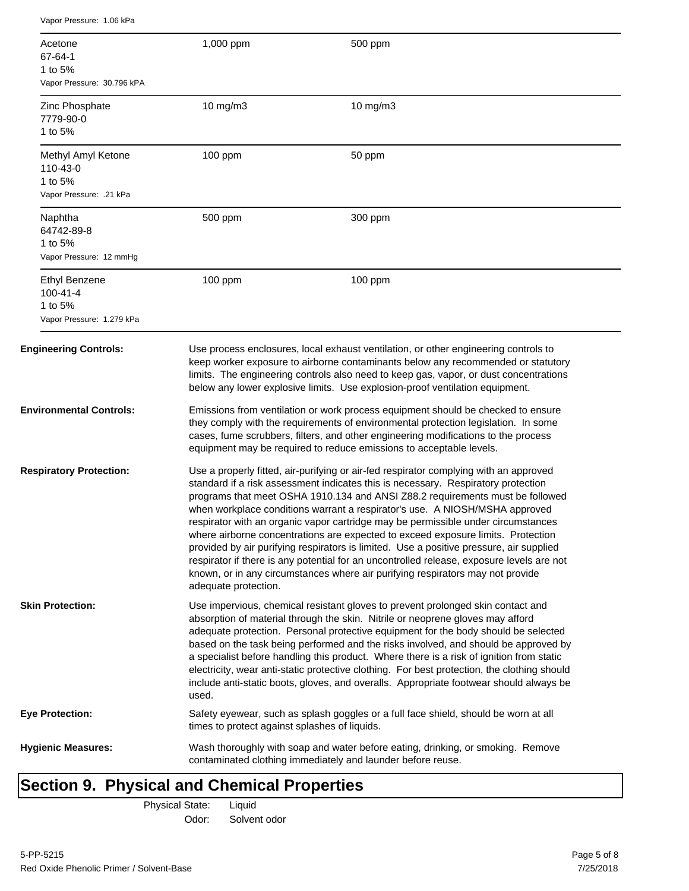| | | |
|---|---|---|
| Vapor Pressure: 1.06 kPa | | |
| Acetone<br>67-64-1<br>1 to 5%<br>Vapor Pressure: 30.796 kPA | 1,000 ppm | 500 ppm |
| Zinc Phosphate<br>7779-90-0<br>1 to 5% | 10 mg/m3 | 10 mg/m3 |
| Methyl Amyl Ketone<br>110-43-0<br>1 to 5%<br>Vapor Pressure: .21 kPa | 100 ppm | 50 ppm |
| Naphtha<br>64742-89-8<br>1 to 5%<br>Vapor Pressure: 12 mmHg | 500 ppm | 300 ppm |
| Ethyl Benzene<br>100-41-4<br>1 to 5%<br>Vapor Pressure: 1.279 kPa | 100 ppm | 100 ppm |

**Engineering Controls:** Use process enclosures, local exhaust ventilation, or other engineering controls to keep worker exposure to airborne contaminants below any recommended or statutory limits. The engineering controls also need to keep gas, vapor, or dust concentrations below any lower explosive limits. Use explosion-proof ventilation equipment.

**Environmental Controls:** Emissions from ventilation or work process equipment should be checked to ensure they comply with the requirements of environmental protection legislation. In some cases, fume scrubbers, filters, and other engineering modifications to the process equipment may be required to reduce emissions to acceptable levels.

**Respiratory Protection:** Use a properly fitted, air-purifying or air-fed respirator complying with an approved standard if a risk assessment indicates this is necessary. Respiratory protection programs that meet OSHA 1910.134 and ANSI Z88.2 requirements must be followed when workplace conditions warrant a respirator's use. A NIOSH/MSHA approved respirator with an organic vapor cartridge may be permissible under circumstances where airborne concentrations are expected to exceed exposure limits. Protection provided by air purifying respirators is limited. Use a positive pressure, air supplied respirator if there is any potential for an uncontrolled release, exposure levels are not known, or in any circumstances where air purifying respirators may not provide adequate protection.

**Skin Protection:** Use impervious, chemical resistant gloves to prevent prolonged skin contact and absorption of material through the skin. Nitrile or neoprene gloves may afford adequate protection. Personal protective equipment for the body should be selected based on the task being performed and the risks involved, and should be approved by a specialist before handling this product. Where there is a risk of ignition from static electricity, wear anti-static protective clothing. For best protection, the clothing should include anti-static boots, gloves, and overalls. Appropriate footwear should always be used.

**Eye Protection:** Safety eyewear, such as splash goggles or a full face shield, should be worn at all times to protect against splashes of liquids.

**Hygienic Measures:** Wash thoroughly with soap and water before eating, drinking, or smoking. Remove contaminated clothing immediately and launder before reuse.

## Section 9. Physical and Chemical Properties

Physical State: Liquid
Odor: Solvent odor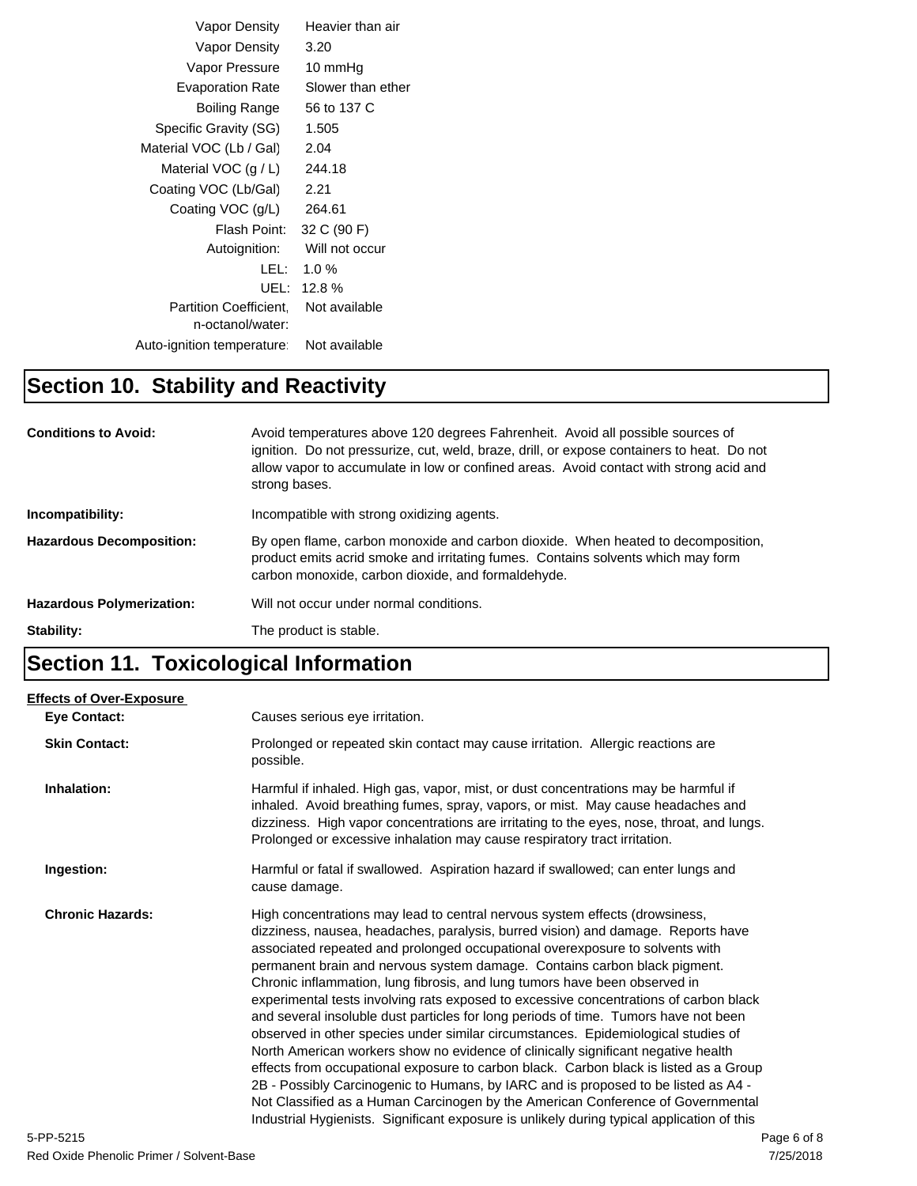| | |
|---|---|
| Vapor Density | Heavier than air |
| Vapor Density | 3.20 |
| Vapor Pressure | 10 mmHg |
| Evaporation Rate | Slower than ether |
| Boiling Range | 56 to 137 C |
| Specific Gravity (SG) | 1.505 |
| Material VOC (Lb / Gal) | 2.04 |
| Material VOC (g / L) | 244.18 |
| Coating VOC (Lb/Gal) | 2.21 |
| Coating VOC (g/L) | 264.61 |
| Flash Point: | 32 C (90 F) |
| Autoignition: | Will not occur |
| LEL: | 1.0 % |
| UEL: | 12.8 % |
| Partition Coefficient, n-octanol/water: | Not available |
| Auto-ignition temperature: | Not available |

# Section 10. Stability and Reactivity

**Conditions to Avoid:** Avoid temperatures above 120 degrees Fahrenheit. Avoid all possible sources of ignition. Do not pressurize, cut, weld, braze, drill, or expose containers to heat. Do not allow vapor to accumulate in low or confined areas. Avoid contact with strong acid and strong bases.

**Incompatibility:** Incompatible with strong oxidizing agents.

**Hazardous Decomposition:** By open flame, carbon monoxide and carbon dioxide. When heated to decomposition, product emits acrid smoke and irritating fumes. Contains solvents which may form carbon monoxide, carbon dioxide, and formaldehyde.

**Hazardous Polymerization:** Will not occur under normal conditions.

**Stability:** The product is stable.

# Section 11. Toxicological Information

**Effects of Over-Exposure**

**Eye Contact:** Causes serious eye irritation.

**Skin Contact:** Prolonged or repeated skin contact may cause irritation. Allergic reactions are possible.

**Inhalation:** Harmful if inhaled. High gas, vapor, mist, or dust concentrations may be harmful if inhaled. Avoid breathing fumes, spray, vapors, or mist. May cause headaches and dizziness. High vapor concentrations are irritating to the eyes, nose, throat, and lungs. Prolonged or excessive inhalation may cause respiratory tract irritation.

**Ingestion:** Harmful or fatal if swallowed. Aspiration hazard if swallowed; can enter lungs and cause damage.

**Chronic Hazards:** High concentrations may lead to central nervous system effects (drowsiness, dizziness, nausea, headaches, paralysis, burred vision) and damage. Reports have associated repeated and prolonged occupational overexposure to solvents with permanent brain and nervous system damage. Contains carbon black pigment. Chronic inflammation, lung fibrosis, and lung tumors have been observed in experimental tests involving rats exposed to excessive concentrations of carbon black and several insoluble dust particles for long periods of time. Tumors have not been observed in other species under similar circumstances. Epidemiological studies of North American workers show no evidence of clinically significant negative health effects from occupational exposure to carbon black. Carbon black is listed as a Group 2B - Possibly Carcinogenic to Humans, by IARC and is proposed to be listed as A4 - Not Classified as a Human Carcinogen by the American Conference of Governmental Industrial Hygienists. Significant exposure is unlikely during typical application of this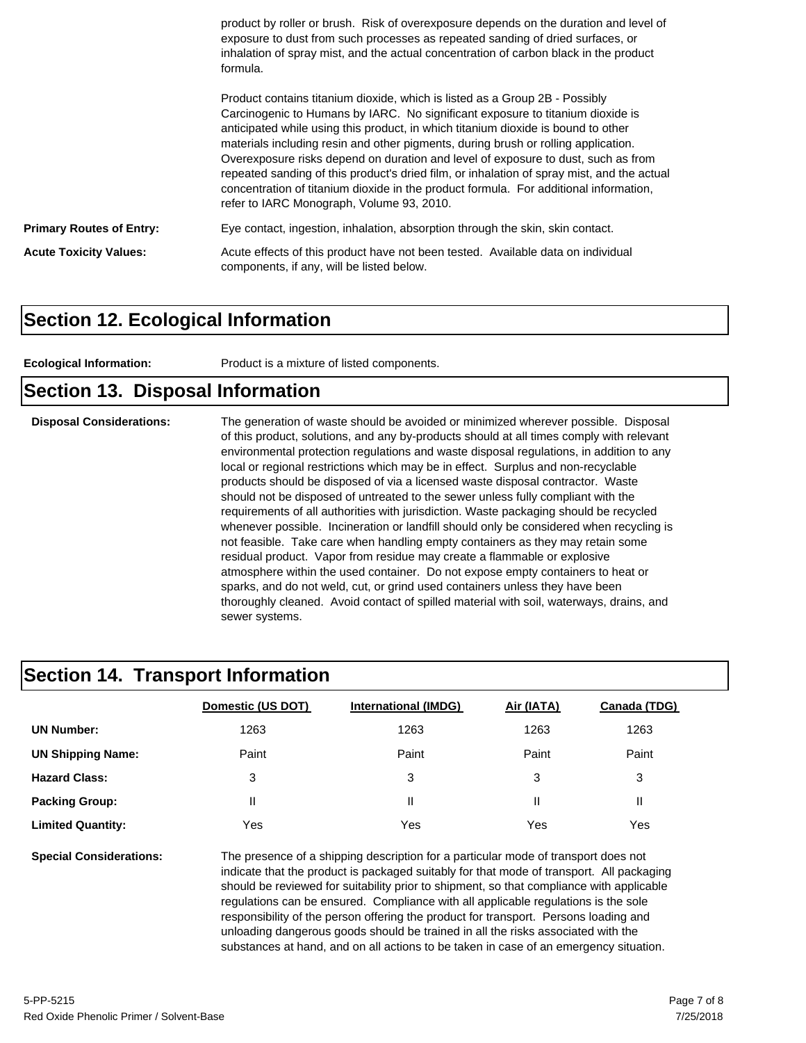product by roller or brush. Risk of overexposure depends on the duration and level of exposure to dust from such processes as repeated sanding of dried surfaces, or inhalation of spray mist, and the actual concentration of carbon black in the product formula.

Product contains titanium dioxide, which is listed as a Group 2B - Possibly Carcinogenic to Humans by IARC. No significant exposure to titanium dioxide is anticipated while using this product, in which titanium dioxide is bound to other materials including resin and other pigments, during brush or rolling application. Overexposure risks depend on duration and level of exposure to dust, such as from repeated sanding of this product's dried film, or inhalation of spray mist, and the actual concentration of titanium dioxide in the product formula. For additional information, refer to IARC Monograph, Volume 93, 2010.

**Primary Routes of Entry:** Eye contact, ingestion, inhalation, absorption through the skin, skin contact.

**Acute Toxicity Values:** Acute effects of this product have not been tested. Available data on individual components, if any, will be listed below.

## Section 12. Ecological Information

**Ecological Information:** Product is a mixture of listed components.

## Section 13. Disposal Information

**Disposal Considerations:** The generation of waste should be avoided or minimized wherever possible. Disposal of this product, solutions, and any by-products should at all times comply with relevant environmental protection regulations and waste disposal regulations, in addition to any local or regional restrictions which may be in effect. Surplus and non-recyclable products should be disposed of via a licensed waste disposal contractor. Waste should not be disposed of untreated to the sewer unless fully compliant with the requirements of all authorities with jurisdiction. Waste packaging should be recycled whenever possible. Incineration or landfill should only be considered when recycling is not feasible. Take care when handling empty containers as they may retain some residual product. Vapor from residue may create a flammable or explosive atmosphere within the used container. Do not expose empty containers to heat or sparks, and do not weld, cut, or grind used containers unless they have been thoroughly cleaned. Avoid contact of spilled material with soil, waterways, drains, and sewer systems.

## Section 14. Transport Information

| | Domestic (US DOT) | International (IMDG) | Air (IATA) | Canada (TDG) |
|---|---|---|---|---|
| **UN Number:** | 1263 | 1263 | 1263 | 1263 |
| **UN Shipping Name:** | Paint | Paint | Paint | Paint |
| **Hazard Class:** | 3 | 3 | 3 | 3 |
| **Packing Group:** | II | II | II | II |
| **Limited Quantity:** | Yes | Yes | Yes | Yes |

**Special Considerations:** The presence of a shipping description for a particular mode of transport does not indicate that the product is packaged suitably for that mode of transport. All packaging should be reviewed for suitability prior to shipment, so that compliance with applicable regulations can be ensured. Compliance with all applicable regulations is the sole responsibility of the person offering the product for transport. Persons loading and unloading dangerous goods should be trained in all the risks associated with the substances at hand, and on all actions to be taken in case of an emergency situation.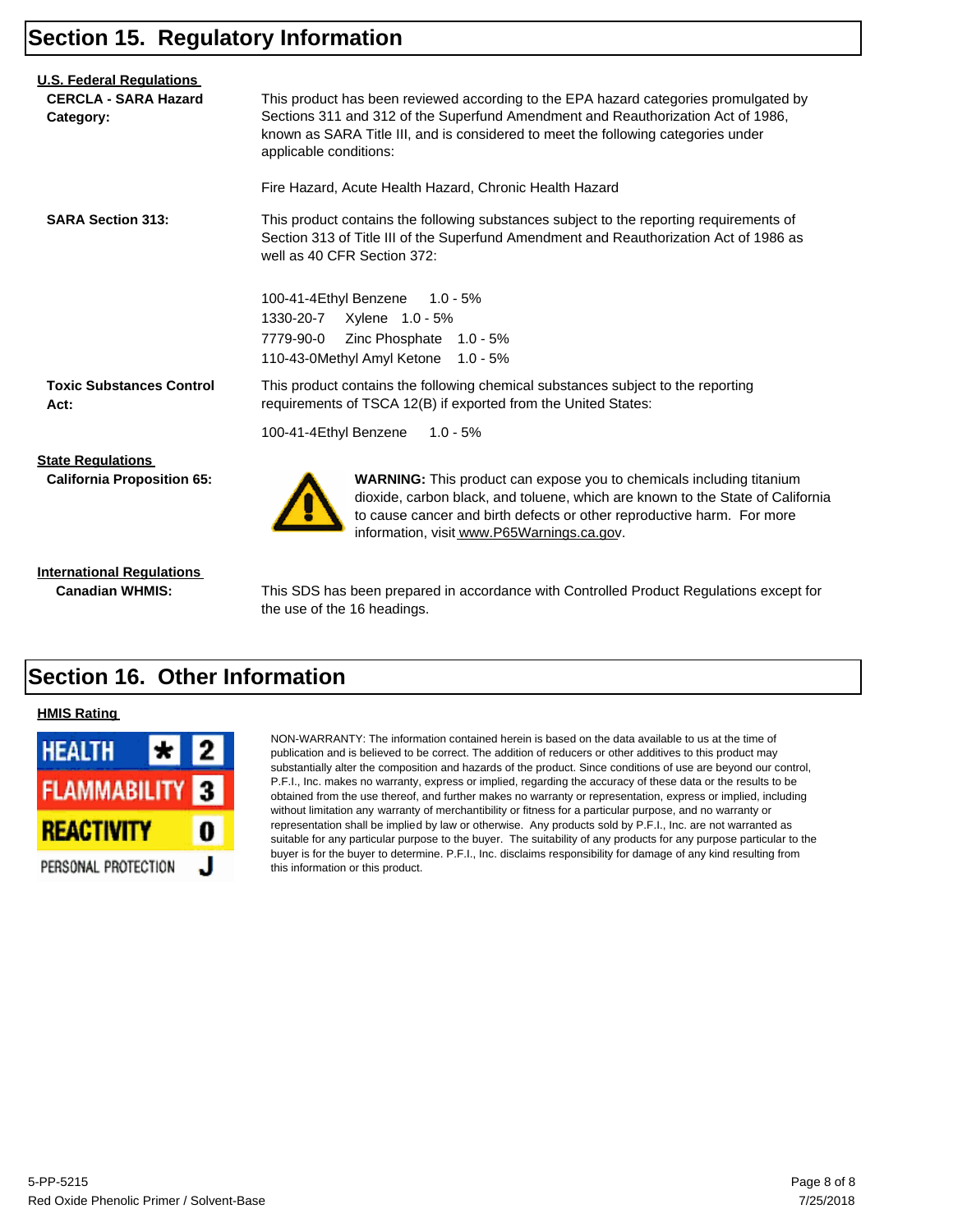# Section 15. Regulatory Information

**U.S. Federal Regulations**

**CERCLA - SARA Hazard Category:**

This product has been reviewed according to the EPA hazard categories promulgated by Sections 311 and 312 of the Superfund Amendment and Reauthorization Act of 1986, known as SARA Title III, and is considered to meet the following categories under applicable conditions:

Fire Hazard, Acute Health Hazard, Chronic Health Hazard

**SARA Section 313:**

This product contains the following substances subject to the reporting requirements of Section 313 of Title III of the Superfund Amendment and Reauthorization Act of 1986 as well as 40 CFR Section 372:

100-41-4Ethyl Benzene 1.0 - 5%
1330-20-7 Xylene 1.0 - 5%
7779-90-0 Zinc Phosphate 1.0 - 5%
110-43-0Methyl Amyl Ketone 1.0 - 5%

**Toxic Substances Control Act:**

This product contains the following chemical substances subject to the reporting requirements of TSCA 12(B) if exported from the United States:

100-41-4Ethyl Benzene 1.0 - 5%

**State Regulations**

**California Proposition 65:**

**WARNING:** This product can expose you to chemicals including titanium dioxide, carbon black, and toluene, which are known to the State of California to cause cancer and birth defects or other reproductive harm. For more information, visit www.P65Warnings.ca.gov.

**International Regulations**

**Canadian WHMIS:**

This SDS has been prepared in accordance with Controlled Product Regulations except for the use of the 16 headings.

# Section 16. Other Information

**HMIS Rating**

| | | |
|---|---|---|
| HEALTH | * | 2 |
| FLAMMABILITY | | 3 |
| REACTIVITY | | 0 |
| PERSONAL PROTECTION | | J |

NON-WARRANTY: The information contained herein is based on the data available to us at the time of publication and is believed to be correct. The addition of reducers or other additives to this product may substantially alter the composition and hazards of the product. Since conditions of use are beyond our control, P.F.I., Inc. makes no warranty, express or implied, regarding the accuracy of these data or the results to be obtained from the use thereof, and further makes no warranty or representation, express or implied, including without limitation any warranty of merchantibility or fitness for a particular purpose, and no warranty or representation shall be implied by law or otherwise. Any products sold by P.F.I., Inc. are not warranted as suitable for any particular purpose to the buyer. The suitability of any products for any purpose particular to the buyer is for the buyer to determine. P.F.I., Inc. disclaims responsibility for damage of any kind resulting from this information or this product.

5-PP-5215
Red Oxide Phenolic Primer / Solvent-Base

7/25/2018